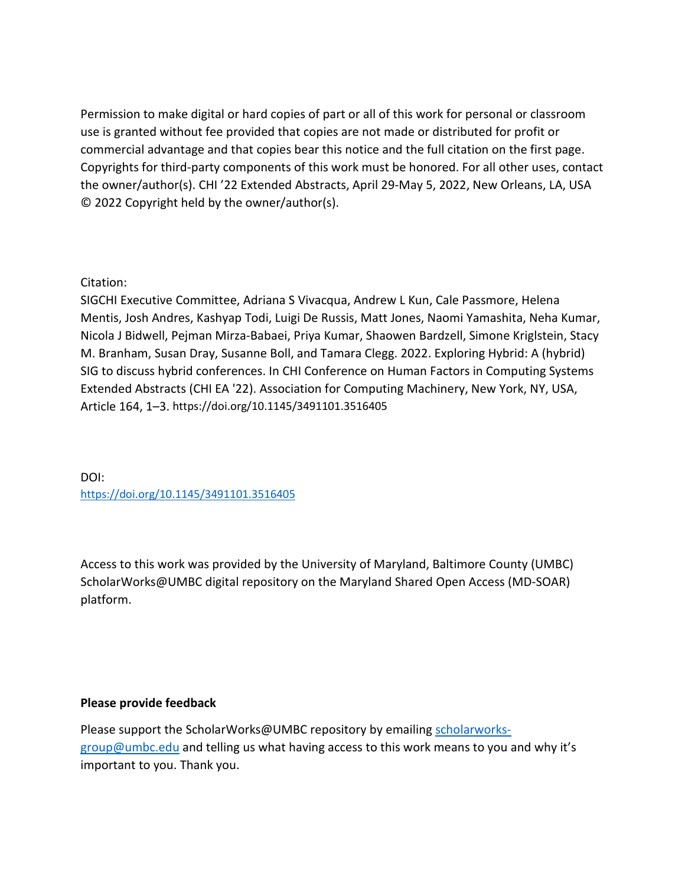Permission to make digital or hard copies of part or all of this work for personal or classroom use is granted without fee provided that copies are not made or distributed for profit or commercial advantage and that copies bear this notice and the full citation on the first page. Copyrights for third-party components of this work must be honored. For all other uses, contact the owner/author(s). CHI '22 Extended Abstracts, April 29-May 5, 2022, New Orleans, LA, USA © 2022 Copyright held by the owner/author(s).

Citation:
SIGCHI Executive Committee, Adriana S Vivacqua, Andrew L Kun, Cale Passmore, Helena Mentis, Josh Andres, Kashyap Todi, Luigi De Russis, Matt Jones, Naomi Yamashita, Neha Kumar, Nicola J Bidwell, Pejman Mirza-Babaei, Priya Kumar, Shaowen Bardzell, Simone Kriglstein, Stacy M. Branham, Susan Dray, Susanne Boll, and Tamara Clegg. 2022. Exploring Hybrid: A (hybrid) SIG to discuss hybrid conferences. In CHI Conference on Human Factors in Computing Systems Extended Abstracts (CHI EA '22). Association for Computing Machinery, New York, NY, USA, Article 164, 1–3. https://doi.org/10.1145/3491101.3516405

DOI:
https://doi.org/10.1145/3491101.3516405

Access to this work was provided by the University of Maryland, Baltimore County (UMBC) ScholarWorks@UMBC digital repository on the Maryland Shared Open Access (MD-SOAR) platform.

**Please provide feedback**

Please support the ScholarWorks@UMBC repository by emailing scholarworks-group@umbc.edu and telling us what having access to this work means to you and why it's important to you. Thank you.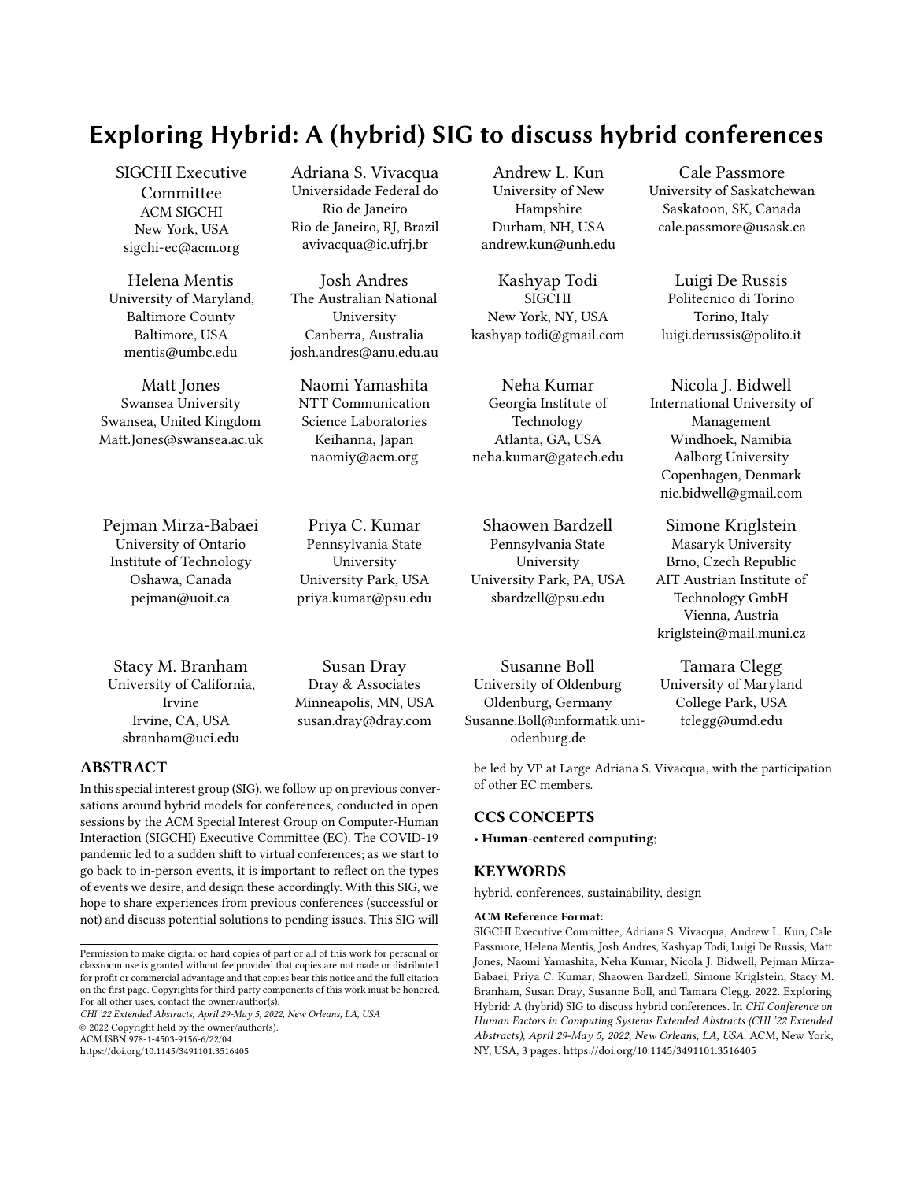# Exploring Hybrid: A (hybrid) SIG to discuss hybrid conferences

SIGCHI Executive Committee
ACM SIGCHI
New York, USA
sigchi-ec@acm.org

Adriana S. Vivacqua
Universidade Federal do Rio de Janeiro
Rio de Janeiro, RJ, Brazil
avivacqua@ic.ufrj.br

Andrew L. Kun
University of New Hampshire
Durham, NH, USA
andrew.kun@unh.edu

Cale Passmore
University of Saskatchewan
Saskatoon, SK, Canada
cale.passmore@usask.ca

Helena Mentis
University of Maryland, Baltimore County
Baltimore, USA
mentis@umbc.edu

Josh Andres
The Australian National University
Canberra, Australia
josh.andres@anu.edu.au

Kashyap Todi
SIGCHI
New York, NY, USA
kashyap.todi@gmail.com

Luigi De Russis
Politecnico di Torino
Torino, Italy
luigi.derussis@polito.it

Matt Jones
Swansea University
Swansea, United Kingdom
Matt.Jones@swansea.ac.uk

Naomi Yamashita
NTT Communication Science Laboratories
Keihanna, Japan
naomiy@acm.org

Neha Kumar
Georgia Institute of Technology
Atlanta, GA, USA
neha.kumar@gatech.edu

Nicola J. Bidwell
International University of Management
Windhoek, Namibia
Aalborg University
Copenhagen, Denmark
nic.bidwell@gmail.com

Pejman Mirza-Babaei
University of Ontario Institute of Technology
Oshawa, Canada
pejman@uoit.ca

Priya C. Kumar
Pennsylvania State University
University Park, USA
priya.kumar@psu.edu

Shaowen Bardzell
Pennsylvania State University
University Park, PA, USA
sbardzell@psu.edu

Simone Kriglstein
Masaryk University
Brno, Czech Republic
AIT Austrian Institute of Technology GmbH
Vienna, Austria
kriglstein@mail.muni.cz

Stacy M. Branham
University of California, Irvine
Irvine, CA, USA
sbranham@uci.edu

Susan Dray
Dray & Associates
Minneapolis, MN, USA
susan.dray@dray.com

Susanne Boll
University of Oldenburg
Oldenburg, Germany
Susanne.Boll@informatik.uni-odenburg.de

Tamara Clegg
University of Maryland
College Park, USA
tclegg@umd.edu

## ABSTRACT

In this special interest group (SIG), we follow up on previous conversations around hybrid models for conferences, conducted in open sessions by the ACM Special Interest Group on Computer-Human Interaction (SIGCHI) Executive Committee (EC). The COVID-19 pandemic led to a sudden shift to virtual conferences; as we start to go back to in-person events, it is important to reflect on the types of events we desire, and design these accordingly. With this SIG, we hope to share experiences from previous conferences (successful or not) and discuss potential solutions to pending issues. This SIG will be led by VP at Large Adriana S. Vivacqua, with the participation of other EC members.

## CCS CONCEPTS

• **Human-centered computing**;

## KEYWORDS

hybrid, conferences, sustainability, design

**ACM Reference Format:**

SIGCHI Executive Committee, Adriana S. Vivacqua, Andrew L. Kun, Cale Passmore, Helena Mentis, Josh Andres, Kashyap Todi, Luigi De Russis, Matt Jones, Naomi Yamashita, Neha Kumar, Nicola J. Bidwell, Pejman Mirza-Babaei, Priya C. Kumar, Shaowen Bardzell, Simone Kriglstein, Stacy M. Branham, Susan Dray, Susanne Boll, and Tamara Clegg. 2022. Exploring Hybrid: A (hybrid) SIG to discuss hybrid conferences. In *CHI Conference on Human Factors in Computing Systems Extended Abstracts (CHI '22 Extended Abstracts), April 29-May 5, 2022, New Orleans, LA, USA.* ACM, New York, NY, USA, 3 pages. https://doi.org/10.1145/3491101.3516405

Permission to make digital or hard copies of part or all of this work for personal or classroom use is granted without fee provided that copies are not made or distributed for profit or commercial advantage and that copies bear this notice and the full citation on the first page. Copyrights for third-party components of this work must be honored. For all other uses, contact the owner/author(s).

*CHI '22 Extended Abstracts, April 29-May 5, 2022, New Orleans, LA, USA*

© 2022 Copyright held by the owner/author(s).

ACM ISBN 978-1-4503-9156-6/22/04.

https://doi.org/10.1145/3491101.3516405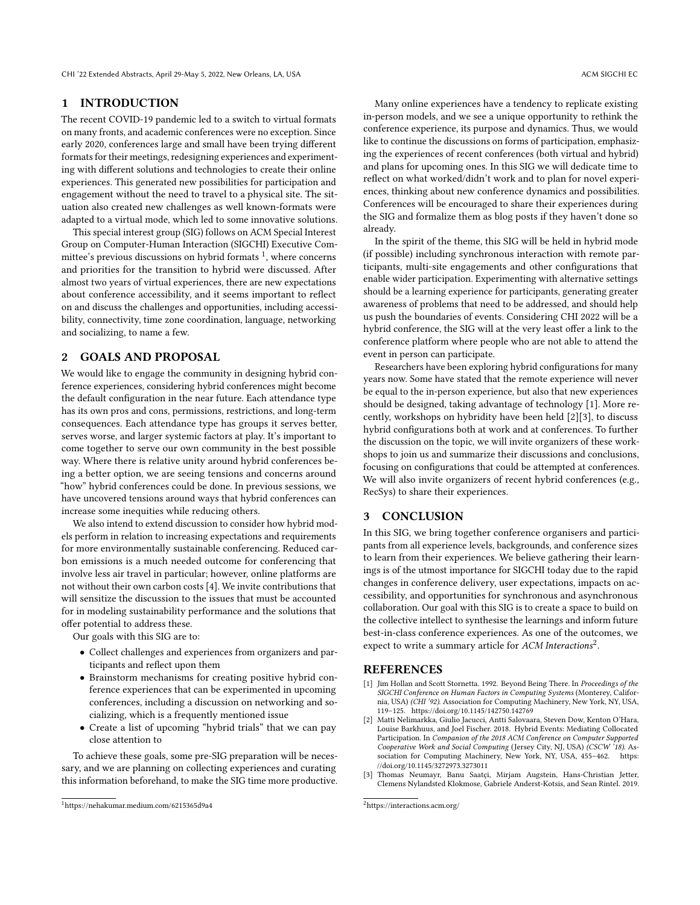## 1 INTRODUCTION

The recent COVID-19 pandemic led to a switch to virtual formats on many fronts, and academic conferences were no exception. Since early 2020, conferences large and small have been trying different formats for their meetings, redesigning experiences and experimenting with different solutions and technologies to create their online experiences. This generated new possibilities for participation and engagement without the need to travel to a physical site. The situation also created new challenges as well known-formats were adapted to a virtual mode, which led to some innovative solutions.

This special interest group (SIG) follows on ACM Special Interest Group on Computer-Human Interaction (SIGCHI) Executive Committee's previous discussions on hybrid formats [1], where concerns and priorities for the transition to hybrid were discussed. After almost two years of virtual experiences, there are new expectations about conference accessibility, and it seems important to reflect on and discuss the challenges and opportunities, including accessibility, connectivity, time zone coordination, language, networking and socializing, to name a few.

## 2 GOALS AND PROPOSAL

We would like to engage the community in designing hybrid conference experiences, considering hybrid conferences might become the default configuration in the near future. Each attendance type has its own pros and cons, permissions, restrictions, and long-term consequences. Each attendance type has groups it serves better, serves worse, and larger systemic factors at play. It's important to come together to serve our own community in the best possible way. Where there is relative unity around hybrid conferences being a better option, we are seeing tensions and concerns around "how" hybrid conferences could be done. In previous sessions, we have uncovered tensions around ways that hybrid conferences can increase some inequities while reducing others.

We also intend to extend discussion to consider how hybrid models perform in relation to increasing expectations and requirements for more environmentally sustainable conferencing. Reduced carbon emissions is a much needed outcome for conferencing that involve less air travel in particular; however, online platforms are not without their own carbon costs [4]. We invite contributions that will sensitize the discussion to the issues that must be accounted for in modeling sustainability performance and the solutions that offer potential to address these.

Our goals with this SIG are to:

- Collect challenges and experiences from organizers and participants and reflect upon them
- Brainstorm mechanisms for creating positive hybrid conference experiences that can be experimented in upcoming conferences, including a discussion on networking and socializing, which is a frequently mentioned issue
- Create a list of upcoming "hybrid trials" that we can pay close attention to

To achieve these goals, some pre-SIG preparation will be necessary, and we are planning on collecting experiences and curating this information beforehand, to make the SIG time more productive.

Many online experiences have a tendency to replicate existing in-person models, and we see a unique opportunity to rethink the conference experience, its purpose and dynamics. Thus, we would like to continue the discussions on forms of participation, emphasizing the experiences of recent conferences (both virtual and hybrid) and plans for upcoming ones. In this SIG we will dedicate time to reflect on what worked/didn't work and to plan for novel experiences, thinking about new conference dynamics and possibilities. Conferences will be encouraged to share their experiences during the SIG and formalize them as blog posts if they haven't done so already.

In the spirit of the theme, this SIG will be held in hybrid mode (if possible) including synchronous interaction with remote participants, multi-site engagements and other configurations that enable wider participation. Experimenting with alternative settings should be a learning experience for participants, generating greater awareness of problems that need to be addressed, and should help us push the boundaries of events. Considering CHI 2022 will be a hybrid conference, the SIG will at the very least offer a link to the conference platform where people who are not able to attend the event in person can participate.

Researchers have been exploring hybrid configurations for many years now. Some have stated that the remote experience will never be equal to the in-person experience, but also that new experiences should be designed, taking advantage of technology [1]. More recently, workshops on hybridity have been held [2][3], to discuss hybrid configurations both at work and at conferences. To further the discussion on the topic, we will invite organizers of these workshops to join us and summarize their discussions and conclusions, focusing on configurations that could be attempted at conferences. We will also invite organizers of recent hybrid conferences (e.g., RecSys) to share their experiences.

## 3 CONCLUSION

In this SIG, we bring together conference organisers and participants from all experience levels, backgrounds, and conference sizes to learn from their experiences. We believe gathering their learnings is of the utmost importance for SIGCHI today due to the rapid changes in conference delivery, user expectations, impacts on accessibility, and opportunities for synchronous and asynchronous collaboration. Our goal with this SIG is to create a space to build on the collective intellect to synthesise the learnings and inform future best-in-class conference experiences. As one of the outcomes, we expect to write a summary article for *ACM Interactions*[2].

## REFERENCES

[1] Jim Hollan and Scott Stornetta. 1992. Beyond Being There. In *Proceedings of the SIGCHI Conference on Human Factors in Computing Systems* (Monterey, California, USA) *(CHI '92)*. Association for Computing Machinery, New York, NY, USA, 119–125. https://doi.org/10.1145/142750.142769

[2] Matti Nelimarkka, Giulio Jacucci, Antti Salovaara, Steven Dow, Kenton O'Hara, Louise Barkhuus, and Joel Fischer. 2018. Hybrid Events: Mediating Collocated Participation. In *Companion of the 2018 ACM Conference on Computer Supported Cooperative Work and Social Computing* (Jersey City, NJ, USA) *(CSCW '18)*. Association for Computing Machinery, New York, NY, USA, 455–462. https://doi.org/10.1145/3272973.3273011

[3] Thomas Neumayr, Banu Saatçi, Mirjam Augstein, Hans-Christian Jetter, Clemens Nylandsted Klokmose, Gabriele Anderst-Kotsis, and Sean Rintel. 2019.

[1] https://nehakumar.medium.com/6215365d9a4

[2] https://interactions.acm.org/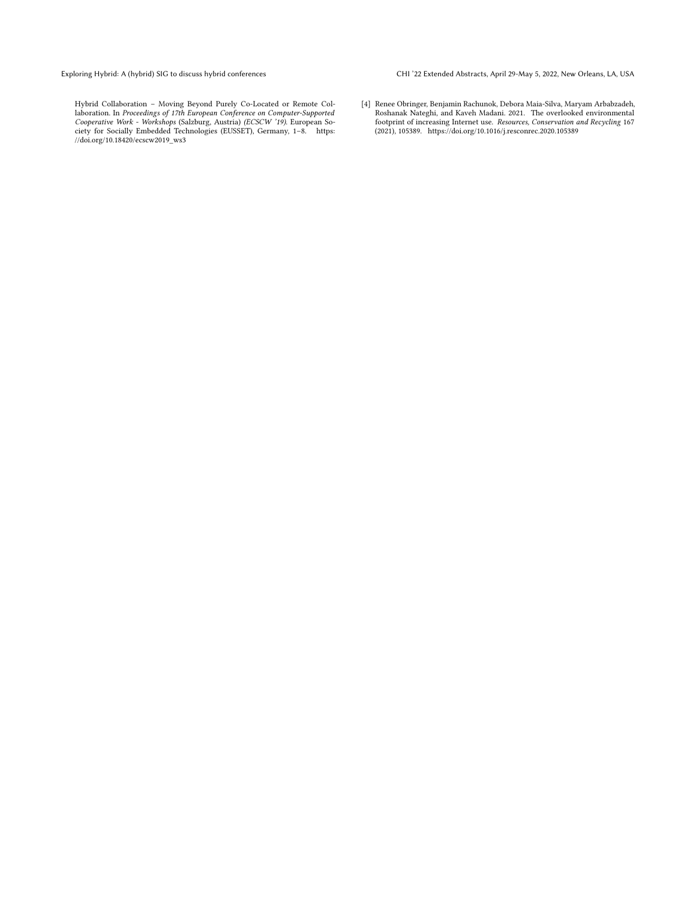Hybrid Collaboration – Moving Beyond Purely Co-Located or Remote Collaboration. In *Proceedings of 17th European Conference on Computer-Supported Cooperative Work - Workshops* (Salzburg, Austria) *(ECSCW '19)*. European Society for Socially Embedded Technologies (EUSSET), Germany, 1–8. https://doi.org/10.18420/ecscw2019_ws3

[4] Renee Obringer, Benjamin Rachunok, Debora Maia-Silva, Maryam Arbabzadeh, Roshanak Nateghi, and Kaveh Madani. 2021. The overlooked environmental footprint of increasing Internet use. *Resources, Conservation and Recycling* 167 (2021), 105389. https://doi.org/10.1016/j.resconrec.2020.105389